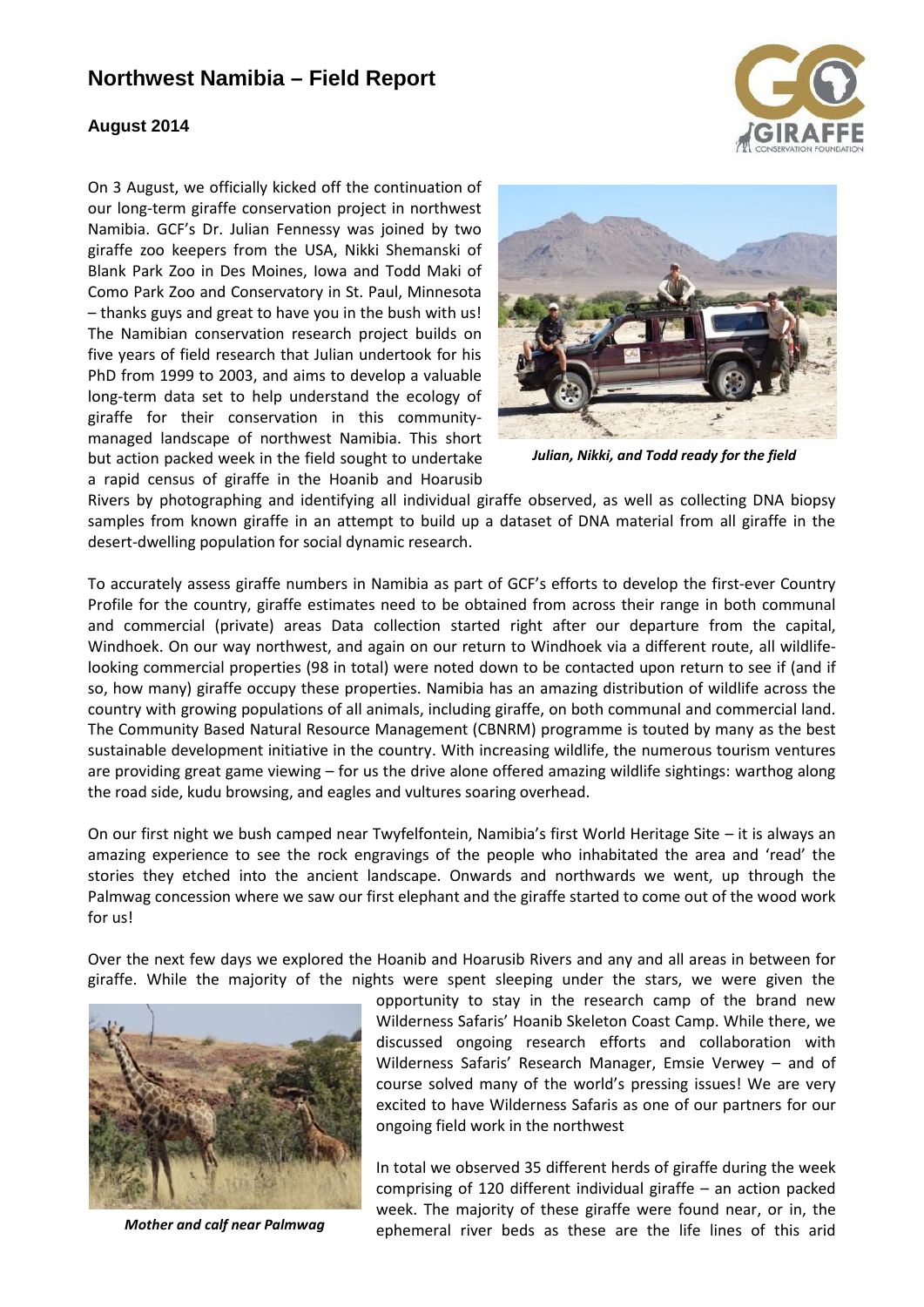# Northwest Namibia – Field Report

**August 2014**

On 3 August, we officially kicked off the continuation of our long-term giraffe conservation project in northwest Namibia. GCF's Dr. Julian Fennessy was joined by two giraffe zoo keepers from the USA, Nikki Shemanski of Blank Park Zoo in Des Moines, Iowa and Todd Maki of Como Park Zoo and Conservatory in St. Paul, Minnesota – thanks guys and great to have you in the bush with us! The Namibian conservation research project builds on five years of field research that Julian undertook for his PhD from 1999 to 2003, and aims to develop a valuable long-term data set to help understand the ecology of giraffe for their conservation in this community-managed landscape of northwest Namibia. This short but action packed week in the field sought to undertake a rapid census of giraffe in the Hoanib and Hoarusib Rivers by photographing and identifying all individual giraffe observed, as well as collecting DNA biopsy samples from known giraffe in an attempt to build up a dataset of DNA material from all giraffe in the desert-dwelling population for social dynamic research.

***Julian, Nikki, and Todd ready for the field***

To accurately assess giraffe numbers in Namibia as part of GCF's efforts to develop the first-ever Country Profile for the country, giraffe estimates need to be obtained from across their range in both communal and commercial (private) areas Data collection started right after our departure from the capital, Windhoek. On our way northwest, and again on our return to Windhoek via a different route, all wildlife-looking commercial properties (98 in total) were noted down to be contacted upon return to see if (and if so, how many) giraffe occupy these properties. Namibia has an amazing distribution of wildlife across the country with growing populations of all animals, including giraffe, on both communal and commercial land. The Community Based Natural Resource Management (CBNRM) programme is touted by many as the best sustainable development initiative in the country. With increasing wildlife, the numerous tourism ventures are providing great game viewing – for us the drive alone offered amazing wildlife sightings: warthog along the road side, kudu browsing, and eagles and vultures soaring overhead.

On our first night we bush camped near Twyfelfontein, Namibia's first World Heritage Site – it is always an amazing experience to see the rock engravings of the people who inhabitated the area and 'read' the stories they etched into the ancient landscape. Onwards and northwards we went, up through the Palmwag concession where we saw our first elephant and the giraffe started to come out of the wood work for us!

Over the next few days we explored the Hoanib and Hoarusib Rivers and any and all areas in between for giraffe. While the majority of the nights were spent sleeping under the stars, we were given the opportunity to stay in the research camp of the brand new Wilderness Safaris' Hoanib Skeleton Coast Camp. While there, we discussed ongoing research efforts and collaboration with Wilderness Safaris' Research Manager, Emsie Verwey – and of course solved many of the world's pressing issues! We are very excited to have Wilderness Safaris as one of our partners for our ongoing field work in the northwest

***Mother and calf near Palmwag***

In total we observed 35 different herds of giraffe during the week comprising of 120 different individual giraffe – an action packed week. The majority of these giraffe were found near, or in, the ephemeral river beds as these are the life lines of this arid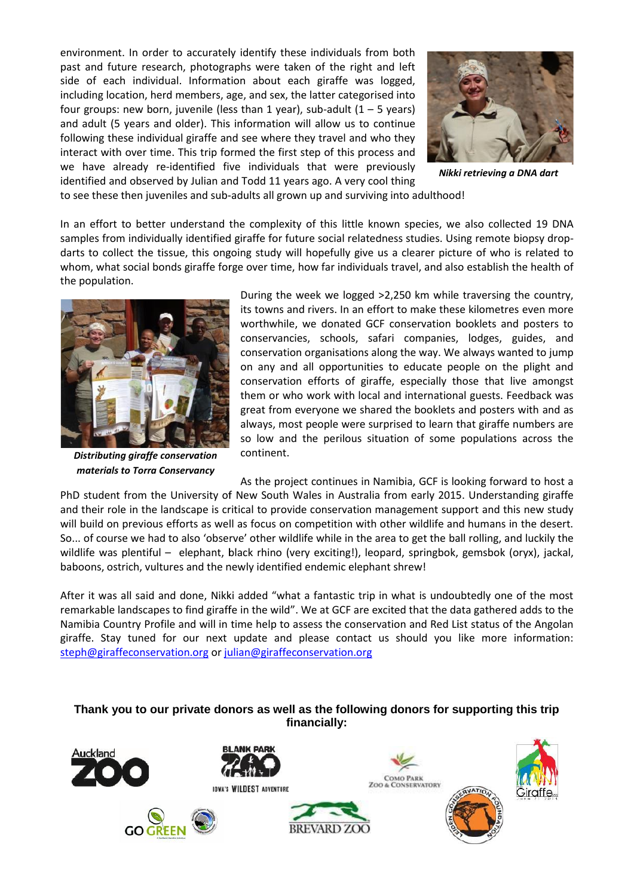environment. In order to accurately identify these individuals from both past and future research, photographs were taken of the right and left side of each individual. Information about each giraffe was logged, including location, herd members, age, and sex, the latter categorised into four groups: new born, juvenile (less than 1 year), sub-adult (1 – 5 years) and adult (5 years and older). This information will allow us to continue following these individual giraffe and see where they travel and who they interact with over time. This trip formed the first step of this process and we have already re-identified five individuals that were previously identified and observed by Julian and Todd 11 years ago. A very cool thing to see these then juveniles and sub-adults all grown up and surviving into adulthood!

***Nikki retrieving a DNA dart***

In an effort to better understand the complexity of this little known species, we also collected 19 DNA samples from individually identified giraffe for future social relatedness studies. Using remote biopsy drop-darts to collect the tissue, this ongoing study will hopefully give us a clearer picture of who is related to whom, what social bonds giraffe forge over time, how far individuals travel, and also establish the health of the population.

***Distributing giraffe conservation materials to Torra Conservancy***

During the week we logged >2,250 km while traversing the country, its towns and rivers. In an effort to make these kilometres even more worthwhile, we donated GCF conservation booklets and posters to conservancies, schools, safari companies, lodges, guides, and conservation organisations along the way. We always wanted to jump on any and all opportunities to educate people on the plight and conservation efforts of giraffe, especially those that live amongst them or who work with local and international guests. Feedback was great from everyone we shared the booklets and posters with and as always, most people were surprised to learn that giraffe numbers are so low and the perilous situation of some populations across the continent.

As the project continues in Namibia, GCF is looking forward to host a PhD student from the University of New South Wales in Australia from early 2015. Understanding giraffe and their role in the landscape is critical to provide conservation management support and this new study will build on previous efforts as well as focus on competition with other wildlife and humans in the desert. So... of course we had to also 'observe' other wildlife while in the area to get the ball rolling, and luckily the wildlife was plentiful – elephant, black rhino (very exciting!), leopard, springbok, gemsbok (oryx), jackal, baboons, ostrich, vultures and the newly identified endemic elephant shrew!

After it was all said and done, Nikki added "what a fantastic trip in what is undoubtedly one of the most remarkable landscapes to find giraffe in the wild". We at GCF are excited that the data gathered adds to the Namibia Country Profile and will in time help to assess the conservation and Red List status of the Angolan giraffe. Stay tuned for our next update and please contact us should you like more information: steph@giraffeconservation.org or julian@giraffeconservation.org

**Thank you to our private donors as well as the following donors for supporting this trip financially:**